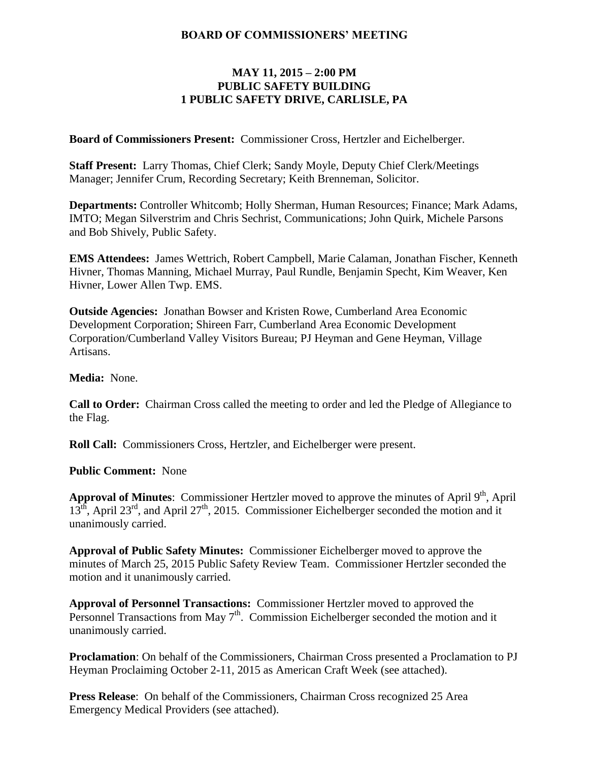# BOARD OF COMMISSIONERS' MEETING

## MAY 11, 2015 – 2:00 PM
## PUBLIC SAFETY BUILDING
## 1 PUBLIC SAFETY DRIVE, CARLISLE, PA

**Board of Commissioners Present:** Commissioner Cross, Hertzler and Eichelberger.

**Staff Present:** Larry Thomas, Chief Clerk; Sandy Moyle, Deputy Chief Clerk/Meetings Manager; Jennifer Crum, Recording Secretary; Keith Brenneman, Solicitor.

**Departments:** Controller Whitcomb; Holly Sherman, Human Resources; Finance; Mark Adams, IMTO; Megan Silverstrim and Chris Sechrist, Communications; John Quirk, Michele Parsons and Bob Shively, Public Safety.

**EMS Attendees:** James Wettrich, Robert Campbell, Marie Calaman, Jonathan Fischer, Kenneth Hivner, Thomas Manning, Michael Murray, Paul Rundle, Benjamin Specht, Kim Weaver, Ken Hivner, Lower Allen Twp. EMS.

**Outside Agencies:** Jonathan Bowser and Kristen Rowe, Cumberland Area Economic Development Corporation; Shireen Farr, Cumberland Area Economic Development Corporation/Cumberland Valley Visitors Bureau; PJ Heyman and Gene Heyman, Village Artisans.

**Media:** None.

**Call to Order:** Chairman Cross called the meeting to order and led the Pledge of Allegiance to the Flag.

**Roll Call:** Commissioners Cross, Hertzler, and Eichelberger were present.

**Public Comment:** None

**Approval of Minutes**: Commissioner Hertzler moved to approve the minutes of April 9th, April 13th, April 23rd, and April 27th, 2015. Commissioner Eichelberger seconded the motion and it unanimously carried.

**Approval of Public Safety Minutes:** Commissioner Eichelberger moved to approve the minutes of March 25, 2015 Public Safety Review Team. Commissioner Hertzler seconded the motion and it unanimously carried.

**Approval of Personnel Transactions:** Commissioner Hertzler moved to approved the Personnel Transactions from May 7th. Commission Eichelberger seconded the motion and it unanimously carried.

**Proclamation**: On behalf of the Commissioners, Chairman Cross presented a Proclamation to PJ Heyman Proclaiming October 2-11, 2015 as American Craft Week (see attached).

**Press Release**: On behalf of the Commissioners, Chairman Cross recognized 25 Area Emergency Medical Providers (see attached).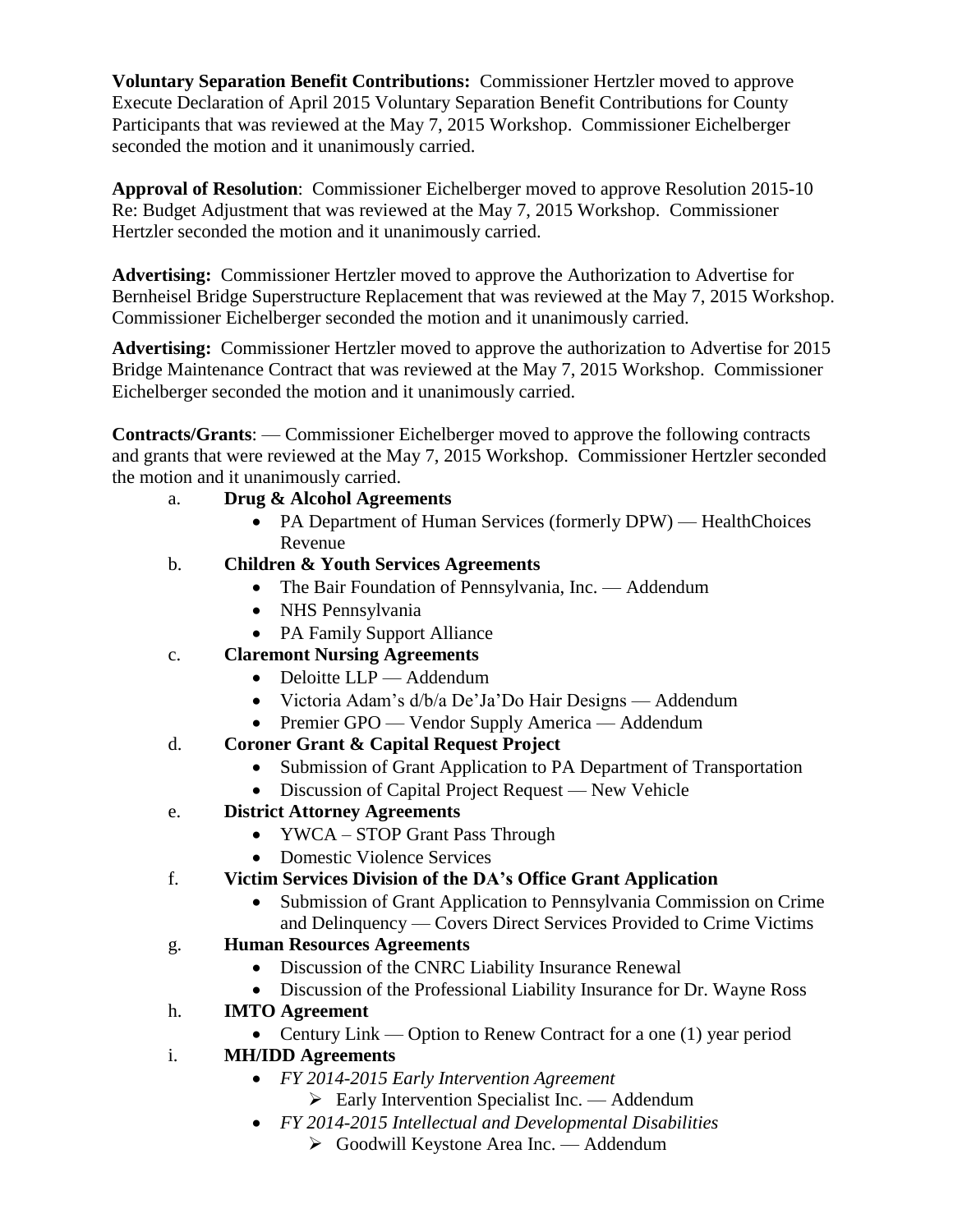**Voluntary Separation Benefit Contributions:** Commissioner Hertzler moved to approve Execute Declaration of April 2015 Voluntary Separation Benefit Contributions for County Participants that was reviewed at the May 7, 2015 Workshop. Commissioner Eichelberger seconded the motion and it unanimously carried.

**Approval of Resolution**: Commissioner Eichelberger moved to approve Resolution 2015-10 Re: Budget Adjustment that was reviewed at the May 7, 2015 Workshop. Commissioner Hertzler seconded the motion and it unanimously carried.

**Advertising:** Commissioner Hertzler moved to approve the Authorization to Advertise for Bernheisel Bridge Superstructure Replacement that was reviewed at the May 7, 2015 Workshop. Commissioner Eichelberger seconded the motion and it unanimously carried.

**Advertising:** Commissioner Hertzler moved to approve the authorization to Advertise for 2015 Bridge Maintenance Contract that was reviewed at the May 7, 2015 Workshop. Commissioner Eichelberger seconded the motion and it unanimously carried.

**Contracts/Grants**: — Commissioner Eichelberger moved to approve the following contracts and grants that were reviewed at the May 7, 2015 Workshop. Commissioner Hertzler seconded the motion and it unanimously carried.

a. **Drug & Alcohol Agreements**
   - PA Department of Human Services (formerly DPW) — HealthChoices Revenue

b. **Children & Youth Services Agreements**
   - The Bair Foundation of Pennsylvania, Inc. — Addendum
   - NHS Pennsylvania
   - PA Family Support Alliance

c. **Claremont Nursing Agreements**
   - Deloitte LLP — Addendum
   - Victoria Adam's d/b/a De'Ja'Do Hair Designs — Addendum
   - Premier GPO — Vendor Supply America — Addendum

d. **Coroner Grant & Capital Request Project**
   - Submission of Grant Application to PA Department of Transportation
   - Discussion of Capital Project Request — New Vehicle

e. **District Attorney Agreements**
   - YWCA – STOP Grant Pass Through
   - Domestic Violence Services

f. **Victim Services Division of the DA's Office Grant Application**
   - Submission of Grant Application to Pennsylvania Commission on Crime and Delinquency — Covers Direct Services Provided to Crime Victims

g. **Human Resources Agreements**
   - Discussion of the CNRC Liability Insurance Renewal
   - Discussion of the Professional Liability Insurance for Dr. Wayne Ross

h. **IMTO Agreement**
   - Century Link — Option to Renew Contract for a one (1) year period

i. **MH/IDD Agreements**
   - *FY 2014-2015 Early Intervention Agreement*
     - Early Intervention Specialist Inc. — Addendum
   - *FY 2014-2015 Intellectual and Developmental Disabilities*
     - Goodwill Keystone Area Inc. — Addendum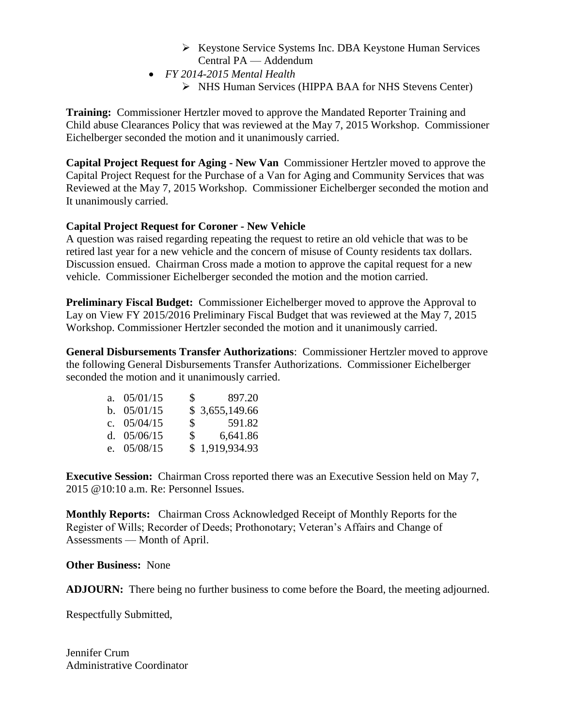- Keystone Service Systems Inc. DBA Keystone Human Services Central PA — Addendum
- *FY 2014-2015 Mental Health*
  - NHS Human Services (HIPPA BAA for NHS Stevens Center)

**Training:** Commissioner Hertzler moved to approve the Mandated Reporter Training and Child abuse Clearances Policy that was reviewed at the May 7, 2015 Workshop. Commissioner Eichelberger seconded the motion and it unanimously carried.

**Capital Project Request for Aging - New Van** Commissioner Hertzler moved to approve the Capital Project Request for the Purchase of a Van for Aging and Community Services that was Reviewed at the May 7, 2015 Workshop. Commissioner Eichelberger seconded the motion and It unanimously carried.

**Capital Project Request for Coroner - New Vehicle**
A question was raised regarding repeating the request to retire an old vehicle that was to be retired last year for a new vehicle and the concern of misuse of County residents tax dollars. Discussion ensued. Chairman Cross made a motion to approve the capital request for a new vehicle. Commissioner Eichelberger seconded the motion and the motion carried.

**Preliminary Fiscal Budget:** Commissioner Eichelberger moved to approve the Approval to Lay on View FY 2015/2016 Preliminary Fiscal Budget that was reviewed at the May 7, 2015 Workshop. Commissioner Hertzler seconded the motion and it unanimously carried.

**General Disbursements Transfer Authorizations**: Commissioner Hertzler moved to approve the following General Disbursements Transfer Authorizations. Commissioner Eichelberger seconded the motion and it unanimously carried.

| | | |
|---|---|---|
| a. | 05/01/15 | $ 897.20 |
| b. | 05/01/15 | $ 3,655,149.66 |
| c. | 05/04/15 | $ 591.82 |
| d. | 05/06/15 | $ 6,641.86 |
| e. | 05/08/15 | $ 1,919,934.93 |

**Executive Session:** Chairman Cross reported there was an Executive Session held on May 7, 2015 @10:10 a.m. Re: Personnel Issues.

**Monthly Reports:** Chairman Cross Acknowledged Receipt of Monthly Reports for the Register of Wills; Recorder of Deeds; Prothonotary; Veteran's Affairs and Change of Assessments — Month of April.

**Other Business:** None

**ADJOURN:** There being no further business to come before the Board, the meeting adjourned.

Respectfully Submitted,

Jennifer Crum
Administrative Coordinator